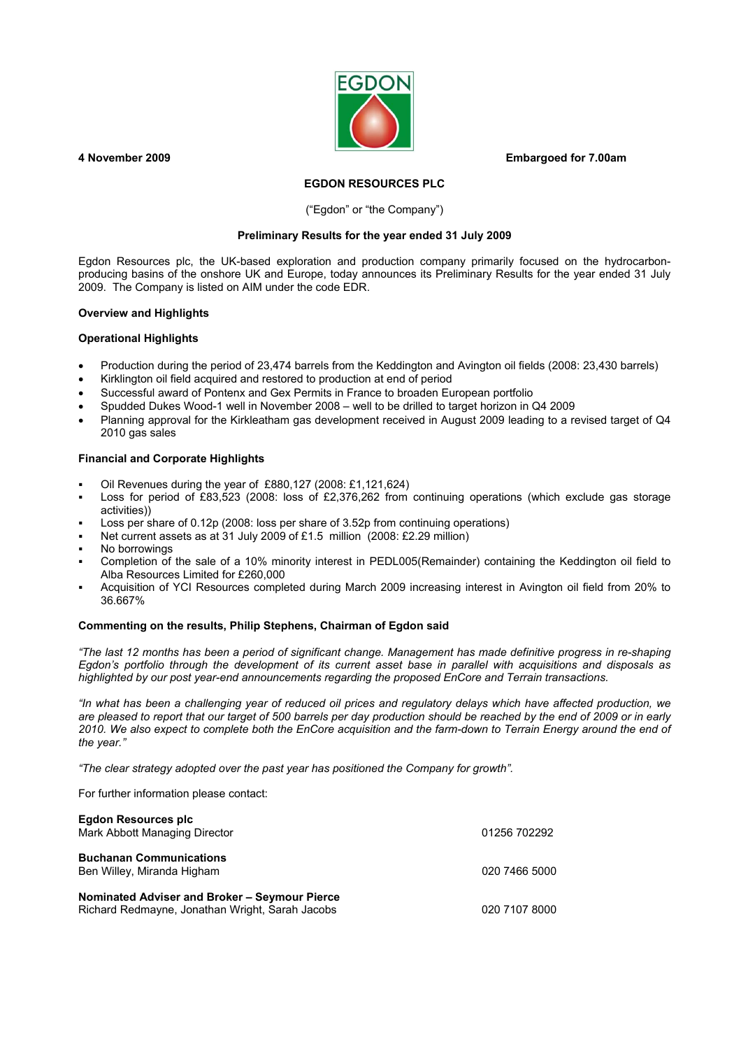**4 November 2009** **Embargoed for 7.00am**

# EGDON RESOURCES PLC

("Egdon" or "the Company")

## Preliminary Results for the year ended 31 July 2009

Egdon Resources plc, the UK-based exploration and production company primarily focused on the hydrocarbon-producing basins of the onshore UK and Europe, today announces its Preliminary Results for the year ended 31 July 2009. The Company is listed on AIM under the code EDR.

### Overview and Highlights

### Operational Highlights

- Production during the period of 23,474 barrels from the Keddington and Avington oil fields (2008: 23,430 barrels)
- Kirklington oil field acquired and restored to production at end of period
- Successful award of Pontenx and Gex Permits in France to broaden European portfolio
- Spudded Dukes Wood-1 well in November 2008 – well to be drilled to target horizon in Q4 2009
- Planning approval for the Kirkleatham gas development received in August 2009 leading to a revised target of Q4 2010 gas sales

### Financial and Corporate Highlights

- Oil Revenues during the year of £880,127 (2008: £1,121,624)
- Loss for period of £83,523 (2008: loss of £2,376,262 from continuing operations (which exclude gas storage activities))
- Loss per share of 0.12p (2008: loss per share of 3.52p from continuing operations)
- Net current assets as at 31 July 2009 of £1.5 million (2008: £2.29 million)
- No borrowings
- Completion of the sale of a 10% minority interest in PEDL005(Remainder) containing the Keddington oil field to Alba Resources Limited for £260,000
- Acquisition of YCI Resources completed during March 2009 increasing interest in Avington oil field from 20% to 36.667%

**Commenting on the results, Philip Stephens, Chairman of Egdon said**

*"The last 12 months has been a period of significant change. Management has made definitive progress in re-shaping Egdon's portfolio through the development of its current asset base in parallel with acquisitions and disposals as highlighted by our post year-end announcements regarding the proposed EnCore and Terrain transactions.*

*"In what has been a challenging year of reduced oil prices and regulatory delays which have affected production, we are pleased to report that our target of 500 barrels per day production should be reached by the end of 2009 or in early 2010. We also expect to complete both the EnCore acquisition and the farm-down to Terrain Energy around the end of the year."*

*"The clear strategy adopted over the past year has positioned the Company for growth".*

For further information please contact:

| | |
|---|---|
| **Egdon Resources plc** | |
| Mark Abbott Managing Director | 01256 702292 |
| **Buchanan Communications** | |
| Ben Willey, Miranda Higham | 020 7466 5000 |
| **Nominated Adviser and Broker – Seymour Pierce** | |
| Richard Redmayne, Jonathan Wright, Sarah Jacobs | 020 7107 8000 |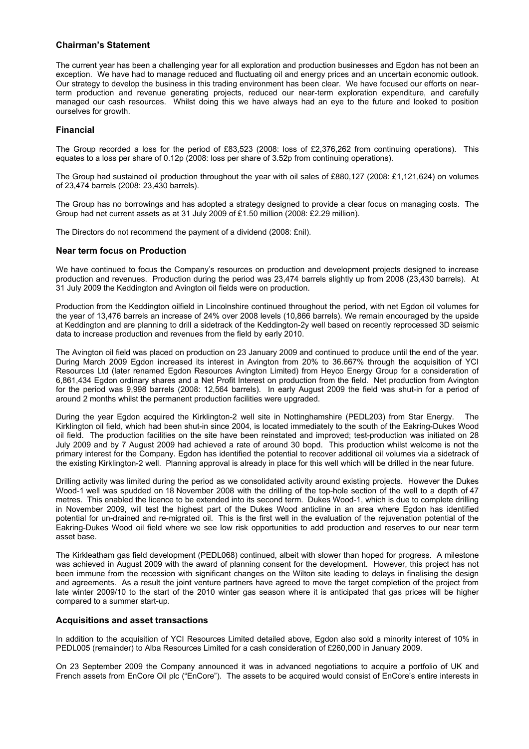## Chairman's Statement

The current year has been a challenging year for all exploration and production businesses and Egdon has not been an exception. We have had to manage reduced and fluctuating oil and energy prices and an uncertain economic outlook. Our strategy to develop the business in this trading environment has been clear. We have focused our efforts on near-term production and revenue generating projects, reduced our near-term exploration expenditure, and carefully managed our cash resources. Whilst doing this we have always had an eye to the future and looked to position ourselves for growth.

### Financial

The Group recorded a loss for the period of £83,523 (2008: loss of £2,376,262 from continuing operations). This equates to a loss per share of 0.12p (2008: loss per share of 3.52p from continuing operations).

The Group had sustained oil production throughout the year with oil sales of £880,127 (2008: £1,121,624) on volumes of 23,474 barrels (2008: 23,430 barrels).

The Group has no borrowings and has adopted a strategy designed to provide a clear focus on managing costs. The Group had net current assets as at 31 July 2009 of £1.50 million (2008: £2.29 million).

The Directors do not recommend the payment of a dividend (2008: £nil).

### Near term focus on Production

We have continued to focus the Company's resources on production and development projects designed to increase production and revenues. Production during the period was 23,474 barrels slightly up from 2008 (23,430 barrels). At 31 July 2009 the Keddington and Avington oil fields were on production.

Production from the Keddington oilfield in Lincolnshire continued throughout the period, with net Egdon oil volumes for the year of 13,476 barrels an increase of 24% over 2008 levels (10,866 barrels). We remain encouraged by the upside at Keddington and are planning to drill a sidetrack of the Keddington-2y well based on recently reprocessed 3D seismic data to increase production and revenues from the field by early 2010.

The Avington oil field was placed on production on 23 January 2009 and continued to produce until the end of the year. During March 2009 Egdon increased its interest in Avington from 20% to 36.667% through the acquisition of YCI Resources Ltd (later renamed Egdon Resources Avington Limited) from Heyco Energy Group for a consideration of 6,861,434 Egdon ordinary shares and a Net Profit Interest on production from the field. Net production from Avington for the period was 9,998 barrels (2008: 12,564 barrels). In early August 2009 the field was shut-in for a period of around 2 months whilst the permanent production facilities were upgraded.

During the year Egdon acquired the Kirklington-2 well site in Nottinghamshire (PEDL203) from Star Energy. The Kirklington oil field, which had been shut-in since 2004, is located immediately to the south of the Eakring-Dukes Wood oil field. The production facilities on the site have been reinstated and improved; test-production was initiated on 28 July 2009 and by 7 August 2009 had achieved a rate of around 30 bopd. This production whilst welcome is not the primary interest for the Company. Egdon has identified the potential to recover additional oil volumes via a sidetrack of the existing Kirklington-2 well. Planning approval is already in place for this well which will be drilled in the near future.

Drilling activity was limited during the period as we consolidated activity around existing projects. However the Dukes Wood-1 well was spudded on 18 November 2008 with the drilling of the top-hole section of the well to a depth of 47 metres. This enabled the licence to be extended into its second term. Dukes Wood-1, which is due to complete drilling in November 2009, will test the highest part of the Dukes Wood anticline in an area where Egdon has identified potential for un-drained and re-migrated oil. This is the first well in the evaluation of the rejuvenation potential of the Eakring-Dukes Wood oil field where we see low risk opportunities to add production and reserves to our near term asset base.

The Kirkleatham gas field development (PEDL068) continued, albeit with slower than hoped for progress. A milestone was achieved in August 2009 with the award of planning consent for the development. However, this project has not been immune from the recession with significant changes on the Wilton site leading to delays in finalising the design and agreements. As a result the joint venture partners have agreed to move the target completion of the project from late winter 2009/10 to the start of the 2010 winter gas season where it is anticipated that gas prices will be higher compared to a summer start-up.

### Acquisitions and asset transactions

In addition to the acquisition of YCI Resources Limited detailed above, Egdon also sold a minority interest of 10% in PEDL005 (remainder) to Alba Resources Limited for a cash consideration of £260,000 in January 2009.

On 23 September 2009 the Company announced it was in advanced negotiations to acquire a portfolio of UK and French assets from EnCore Oil plc ("EnCore"). The assets to be acquired would consist of EnCore's entire interests in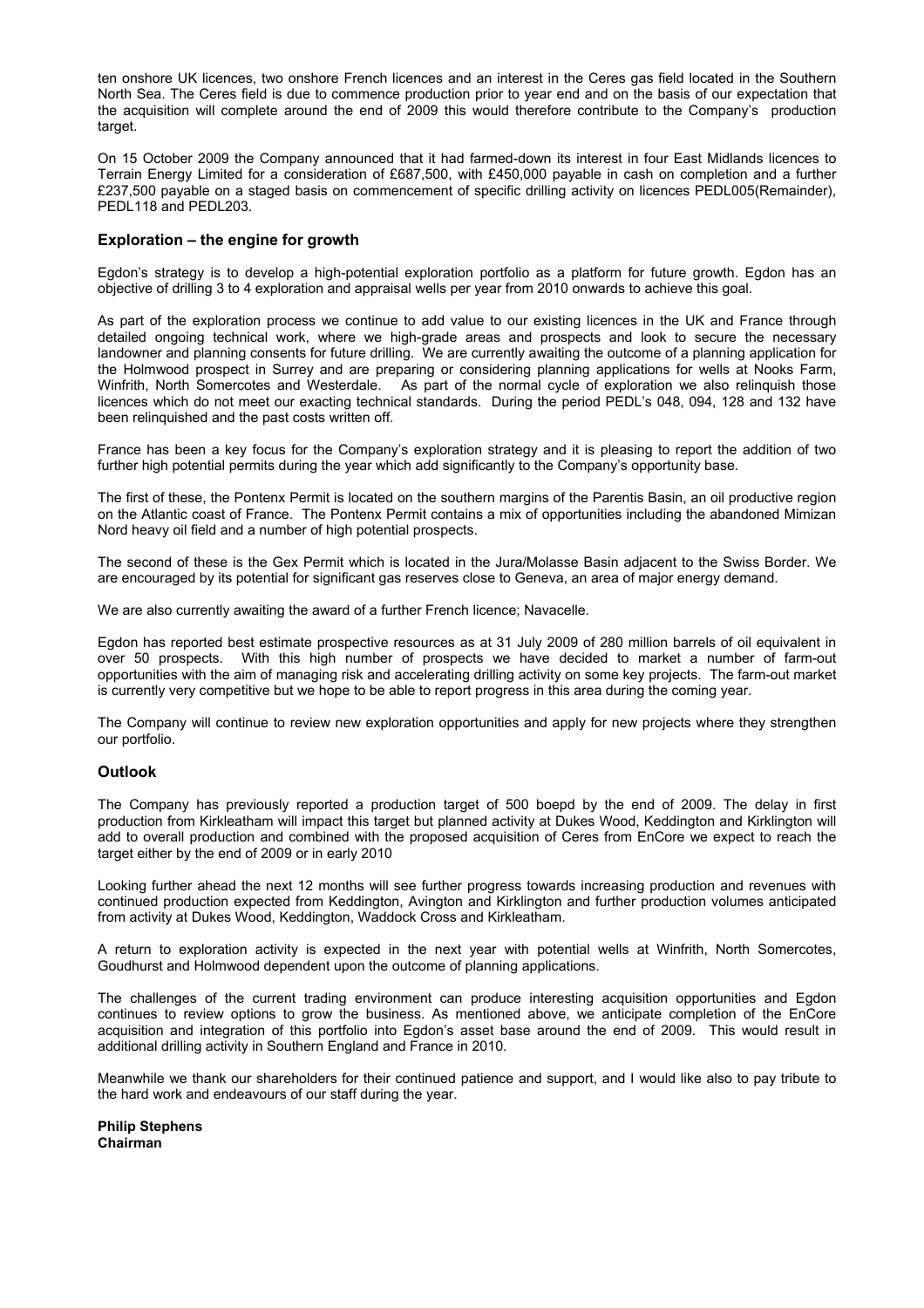ten onshore UK licences, two onshore French licences and an interest in the Ceres gas field located in the Southern North Sea. The Ceres field is due to commence production prior to year end and on the basis of our expectation that the acquisition will complete around the end of 2009 this would therefore contribute to the Company's production target.

On 15 October 2009 the Company announced that it had farmed-down its interest in four East Midlands licences to Terrain Energy Limited for a consideration of £687,500, with £450,000 payable in cash on completion and a further £237,500 payable on a staged basis on commencement of specific drilling activity on licences PEDL005(Remainder), PEDL118 and PEDL203.

### Exploration – the engine for growth

Egdon's strategy is to develop a high-potential exploration portfolio as a platform for future growth. Egdon has an objective of drilling 3 to 4 exploration and appraisal wells per year from 2010 onwards to achieve this goal.

As part of the exploration process we continue to add value to our existing licences in the UK and France through detailed ongoing technical work, where we high-grade areas and prospects and look to secure the necessary landowner and planning consents for future drilling. We are currently awaiting the outcome of a planning application for the Holmwood prospect in Surrey and are preparing or considering planning applications for wells at Nooks Farm, Winfrith, North Somercotes and Westerdale. As part of the normal cycle of exploration we also relinquish those licences which do not meet our exacting technical standards. During the period PEDL's 048, 094, 128 and 132 have been relinquished and the past costs written off.

France has been a key focus for the Company's exploration strategy and it is pleasing to report the addition of two further high potential permits during the year which add significantly to the Company's opportunity base.

The first of these, the Pontenx Permit is located on the southern margins of the Parentis Basin, an oil productive region on the Atlantic coast of France. The Pontenx Permit contains a mix of opportunities including the abandoned Mimizan Nord heavy oil field and a number of high potential prospects.

The second of these is the Gex Permit which is located in the Jura/Molasse Basin adjacent to the Swiss Border. We are encouraged by its potential for significant gas reserves close to Geneva, an area of major energy demand.

We are also currently awaiting the award of a further French licence; Navacelle.

Egdon has reported best estimate prospective resources as at 31 July 2009 of 280 million barrels of oil equivalent in over 50 prospects. With this high number of prospects we have decided to market a number of farm-out opportunities with the aim of managing risk and accelerating drilling activity on some key projects. The farm-out market is currently very competitive but we hope to be able to report progress in this area during the coming year.

The Company will continue to review new exploration opportunities and apply for new projects where they strengthen our portfolio.

### Outlook

The Company has previously reported a production target of 500 boepd by the end of 2009. The delay in first production from Kirkleatham will impact this target but planned activity at Dukes Wood, Keddington and Kirklington will add to overall production and combined with the proposed acquisition of Ceres from EnCore we expect to reach the target either by the end of 2009 or in early 2010

Looking further ahead the next 12 months will see further progress towards increasing production and revenues with continued production expected from Keddington, Avington and Kirklington and further production volumes anticipated from activity at Dukes Wood, Keddington, Waddock Cross and Kirkleatham.

A return to exploration activity is expected in the next year with potential wells at Winfrith, North Somercotes, Goudhurst and Holmwood dependent upon the outcome of planning applications.

The challenges of the current trading environment can produce interesting acquisition opportunities and Egdon continues to review options to grow the business. As mentioned above, we anticipate completion of the EnCore acquisition and integration of this portfolio into Egdon's asset base around the end of 2009. This would result in additional drilling activity in Southern England and France in 2010.

Meanwhile we thank our shareholders for their continued patience and support, and I would like also to pay tribute to the hard work and endeavours of our staff during the year.

**Philip Stephens**
**Chairman**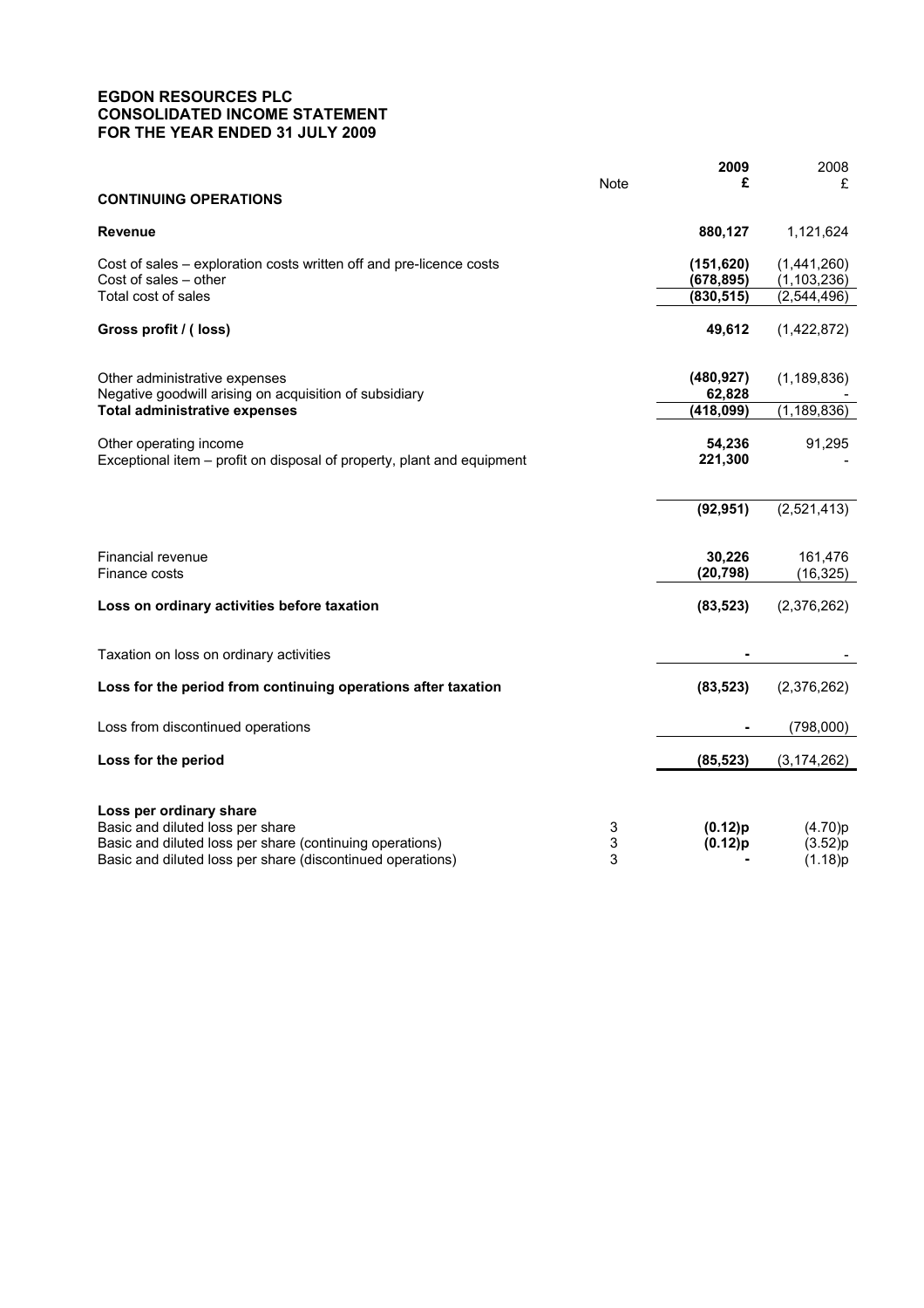# EGDON RESOURCES PLC
## CONSOLIDATED INCOME STATEMENT
## FOR THE YEAR ENDED 31 JULY 2009

| | Note | **2009 £** | 2008 £ |
|---|---|---|---|
| **CONTINUING OPERATIONS** | | | |
| **Revenue** | | **880,127** | 1,121,624 |
| Cost of sales – exploration costs written off and pre-licence costs | | **(151,620)** | (1,441,260) |
| Cost of sales – other | | **(678,895)** | (1,103,236) |
| Total cost of sales | | **(830,515)** | (2,544,496) |
| **Gross profit / ( loss)** | | **49,612** | (1,422,872) |
| Other administrative expenses | | **(480,927)** | (1,189,836) |
| Negative goodwill arising on acquisition of subsidiary | | **62,828** | - |
| **Total administrative expenses** | | **(418,099)** | (1,189,836) |
| Other operating income | | **54,236** | 91,295 |
| Exceptional item – profit on disposal of property, plant and equipment | | **221,300** | - |
| | | **(92,951)** | (2,521,413) |
| Financial revenue | | **30,226** | 161,476 |
| Finance costs | | **(20,798)** | (16,325) |
| **Loss on ordinary activities before taxation** | | **(83,523)** | (2,376,262) |
| Taxation on loss on ordinary activities | | **-** | - |
| **Loss for the period from continuing operations after taxation** | | **(83,523)** | (2,376,262) |
| Loss from discontinued operations | | **-** | (798,000) |
| **Loss for the period** | | **(85,523)** | (3,174,262) |
| **Loss per ordinary share** | | | |
| Basic and diluted loss per share | 3 | **(0.12)p** | (4.70)p |
| Basic and diluted loss per share (continuing operations) | 3 | **(0.12)p** | (3.52)p |
| Basic and diluted loss per share (discontinued operations) | 3 | **-** | (1.18)p |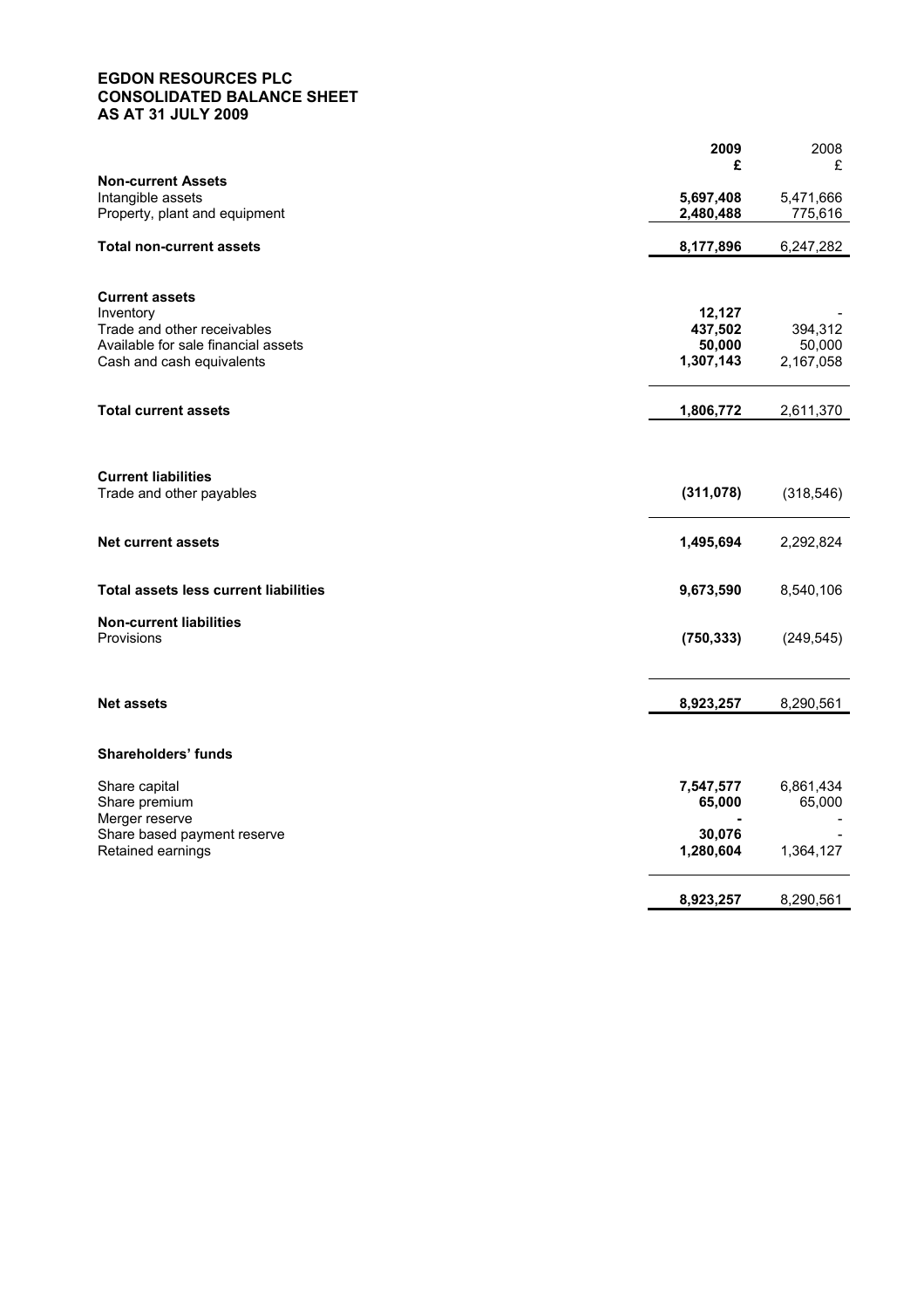# EGDON RESOURCES PLC
# CONSOLIDATED BALANCE SHEET
# AS AT 31 JULY 2009

| | **2009** | 2008 |
|---|---|---|
| | **£** | £ |
| **Non-current Assets** | | |
| Intangible assets | **5,697,408** | 5,471,666 |
| Property, plant and equipment | **2,480,488** | 775,616 |
| **Total non-current assets** | **8,177,896** | 6,247,282 |
| **Current assets** | | |
| Inventory | **12,127** | - |
| Trade and other receivables | **437,502** | 394,312 |
| Available for sale financial assets | **50,000** | 50,000 |
| Cash and cash equivalents | **1,307,143** | 2,167,058 |
| **Total current assets** | **1,806,772** | 2,611,370 |
| **Current liabilities** | | |
| Trade and other payables | **(311,078)** | (318,546) |
| **Net current assets** | **1,495,694** | 2,292,824 |
| **Total assets less current liabilities** | **9,673,590** | 8,540,106 |
| **Non-current liabilities** | | |
| Provisions | **(750,333)** | (249,545) |
| **Net assets** | **8,923,257** | 8,290,561 |
| **Shareholders' funds** | | |
| Share capital | **7,547,577** | 6,861,434 |
| Share premium | **65,000** | 65,000 |
| Merger reserve | **-** | - |
| Share based payment reserve | **30,076** | - |
| Retained earnings | **1,280,604** | 1,364,127 |
| | **8,923,257** | 8,290,561 |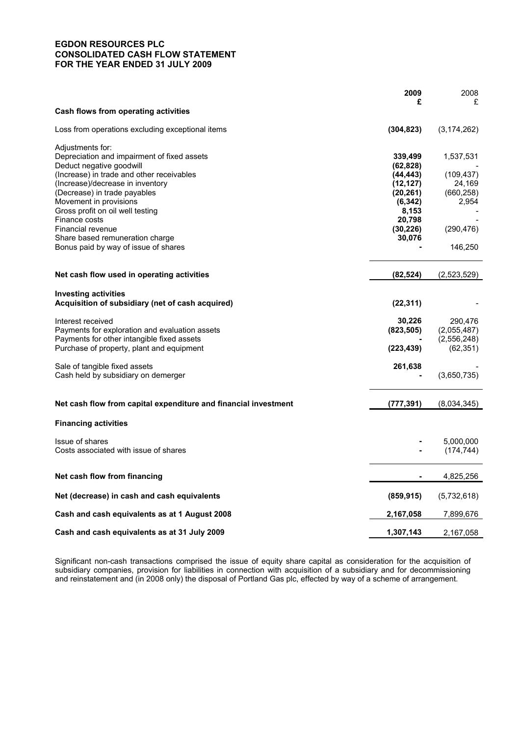**EGDON RESOURCES PLC**
**CONSOLIDATED CASH FLOW STATEMENT**
**FOR THE YEAR ENDED 31 JULY 2009**

| | **2009** | 2008 |
|---|---|---|
| | **£** | £ |
| **Cash flows from operating activities** | | |
| Loss from operations excluding exceptional items | **(304,823)** | (3,174,262) |
| Adjustments for: | | |
| Depreciation and impairment of fixed assets | **339,499** | 1,537,531 |
| Deduct negative goodwill | **(62,828)** | - |
| (Increase) in trade and other receivables | **(44,443)** | (109,437) |
| (Increase)/decrease in inventory | **(12,127)** | 24,169 |
| (Decrease) in trade payables | **(20,261)** | (660,258) |
| Movement in provisions | **(6,342)** | 2,954 |
| Gross profit on oil well testing | **8,153** | - |
| Finance costs | **20,798** | - |
| Financial revenue | **(30,226)** | (290,476) |
| Share based remuneration charge | **30,076** | |
| Bonus paid by way of issue of shares | **-** | 146,250 |
| **Net cash flow used in operating activities** | **(82,524)** | (2,523,529) |
| **Investing activities** | | |
| **Acquisition of subsidiary (net of cash acquired)** | **(22,311)** | - |
| Interest received | **30,226** | 290,476 |
| Payments for exploration and evaluation assets | **(823,505)** | (2,055,487) |
| Payments for other intangible fixed assets | **-** | (2,556,248) |
| Purchase of property, plant and equipment | **(223,439)** | (62,351) |
| Sale of tangible fixed assets | **261,638** | - |
| Cash held by subsidiary on demerger | **-** | (3,650,735) |
| **Net cash flow from capital expenditure and financial investment** | **(777,391)** | (8,034,345) |
| **Financing activities** | | |
| Issue of shares | **-** | 5,000,000 |
| Costs associated with issue of shares | **-** | (174,744) |
| **Net cash flow from financing** | **-** | 4,825,256 |
| **Net (decrease) in cash and cash equivalents** | **(859,915)** | (5,732,618) |
| **Cash and cash equivalents as at 1 August 2008** | **2,167,058** | 7,899,676 |
| **Cash and cash equivalents as at 31 July 2009** | **1,307,143** | 2,167,058 |

Significant non-cash transactions comprised the issue of equity share capital as consideration for the acquisition of subsidiary companies, provision for liabilities in connection with acquisition of a subsidiary and for decommissioning and reinstatement and (in 2008 only) the disposal of Portland Gas plc, effected by way of a scheme of arrangement.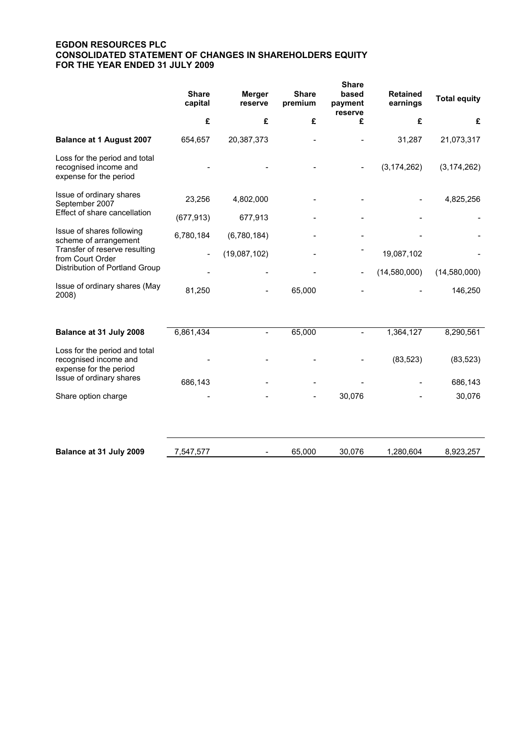**EGDON RESOURCES PLC**
**CONSOLIDATED STATEMENT OF CHANGES IN SHAREHOLDERS EQUITY**
**FOR THE YEAR ENDED 31 JULY 2009**

| | Share capital | Merger reserve | Share premium | Share based payment reserve | Retained earnings | Total equity |
|---|---|---|---|---|---|---|
| | £ | £ | £ | £ | £ | £ |
| **Balance at 1 August 2007** | 654,657 | 20,387,373 | - | - | 31,287 | 21,073,317 |
| Loss for the period and total recognised income and expense for the period | - | - | - | - | (3,174,262) | (3,174,262) |
| Issue of ordinary shares September 2007 | 23,256 | 4,802,000 | - | - | - | 4,825,256 |
| Effect of share cancellation | (677,913) | 677,913 | - | - | - | - |
| Issue of shares following scheme of arrangement | 6,780,184 | (6,780,184) | - | - | - | - |
| Transfer of reserve resulting from Court Order | - | (19,087,102) | - | - | 19,087,102 | - |
| Distribution of Portland Group | - | - | - | - | (14,580,000) | (14,580,000) |
| Issue of ordinary shares (May 2008) | 81,250 | - | 65,000 | - | - | 146,250 |
| **Balance at 31 July 2008** | 6,861,434 | - | 65,000 | - | 1,364,127 | 8,290,561 |
| Loss for the period and total recognised income and expense for the period | - | - | - | - | (83,523) | (83,523) |
| Issue of ordinary shares | 686,143 | - | - | - | - | 686,143 |
| Share option charge | - | - | - | 30,076 | - | 30,076 |
| **Balance at 31 July 2009** | 7,547,577 | - | 65,000 | 30,076 | 1,280,604 | 8,923,257 |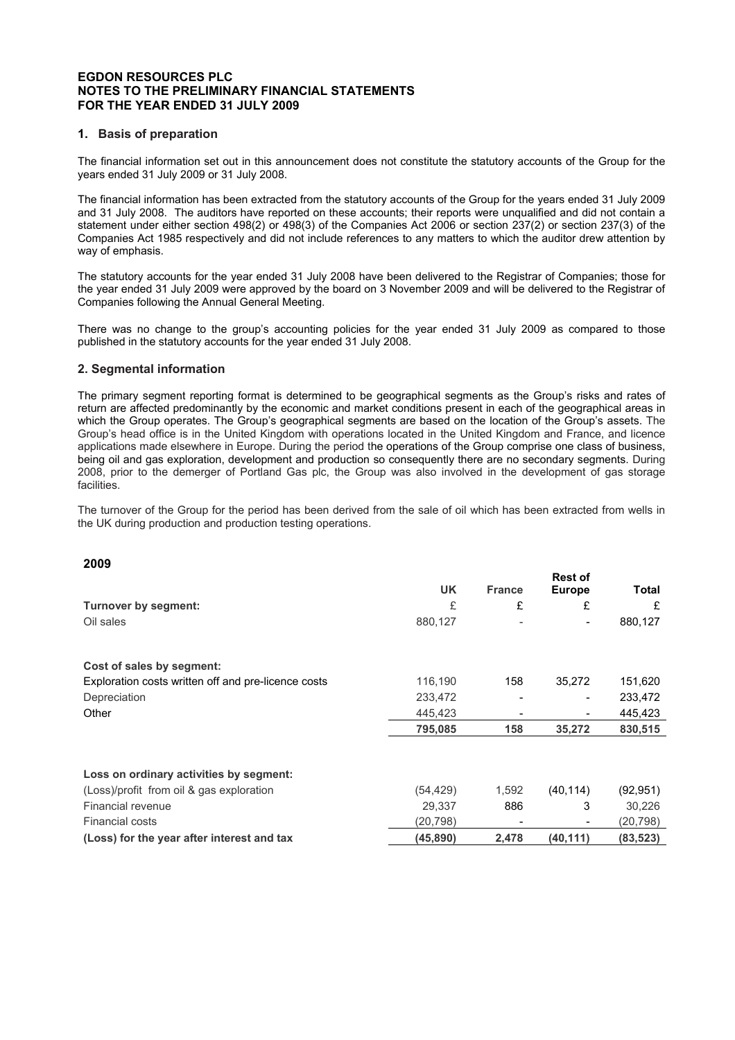**EGDON RESOURCES PLC**
**NOTES TO THE PRELIMINARY FINANCIAL STATEMENTS**
**FOR THE YEAR ENDED 31 JULY 2009**

## 1. Basis of preparation

The financial information set out in this announcement does not constitute the statutory accounts of the Group for the years ended 31 July 2009 or 31 July 2008.

The financial information has been extracted from the statutory accounts of the Group for the years ended 31 July 2009 and 31 July 2008. The auditors have reported on these accounts; their reports were unqualified and did not contain a statement under either section 498(2) or 498(3) of the Companies Act 2006 or section 237(2) or section 237(3) of the Companies Act 1985 respectively and did not include references to any matters to which the auditor drew attention by way of emphasis.

The statutory accounts for the year ended 31 July 2008 have been delivered to the Registrar of Companies; those for the year ended 31 July 2009 were approved by the board on 3 November 2009 and will be delivered to the Registrar of Companies following the Annual General Meeting.

There was no change to the group's accounting policies for the year ended 31 July 2009 as compared to those published in the statutory accounts for the year ended 31 July 2008.

## 2. Segmental information

The primary segment reporting format is determined to be geographical segments as the Group's risks and rates of return are affected predominantly by the economic and market conditions present in each of the geographical areas in which the Group operates. The Group's geographical segments are based on the location of the Group's assets. The Group's head office is in the United Kingdom with operations located in the United Kingdom and France, and licence applications made elsewhere in Europe. During the period the operations of the Group comprise one class of business, being oil and gas exploration, development and production so consequently there are no secondary segments. During 2008, prior to the demerger of Portland Gas plc, the Group was also involved in the development of gas storage facilities.

The turnover of the Group for the period has been derived from the sale of oil which has been extracted from wells in the UK during production and production testing operations.

**2009**

| | UK | France | Rest of Europe | Total |
|---|---|---|---|---|
| **Turnover by segment:** | £ | £ | £ | £ |
| Oil sales | 880,127 | - | - | 880,127 |
| | | | | |
| **Cost of sales by segment:** | | | | |
| Exploration costs written off and pre-licence costs | 116,190 | 158 | 35,272 | 151,620 |
| Depreciation | 233,472 | - | - | 233,472 |
| Other | 445,423 | - | - | 445,423 |
| | **795,085** | **158** | **35,272** | **830,515** |
| | | | | |
| **Loss on ordinary activities by segment:** | | | | |
| (Loss)/profit from oil & gas exploration | (54,429) | 1,592 | (40,114) | (92,951) |
| Financial revenue | 29,337 | 886 | 3 | 30,226 |
| Financial costs | (20,798) | - | - | (20,798) |
| **(Loss) for the year after interest and tax** | **(45,890)** | **2,478** | **(40,111)** | **(83,523)** |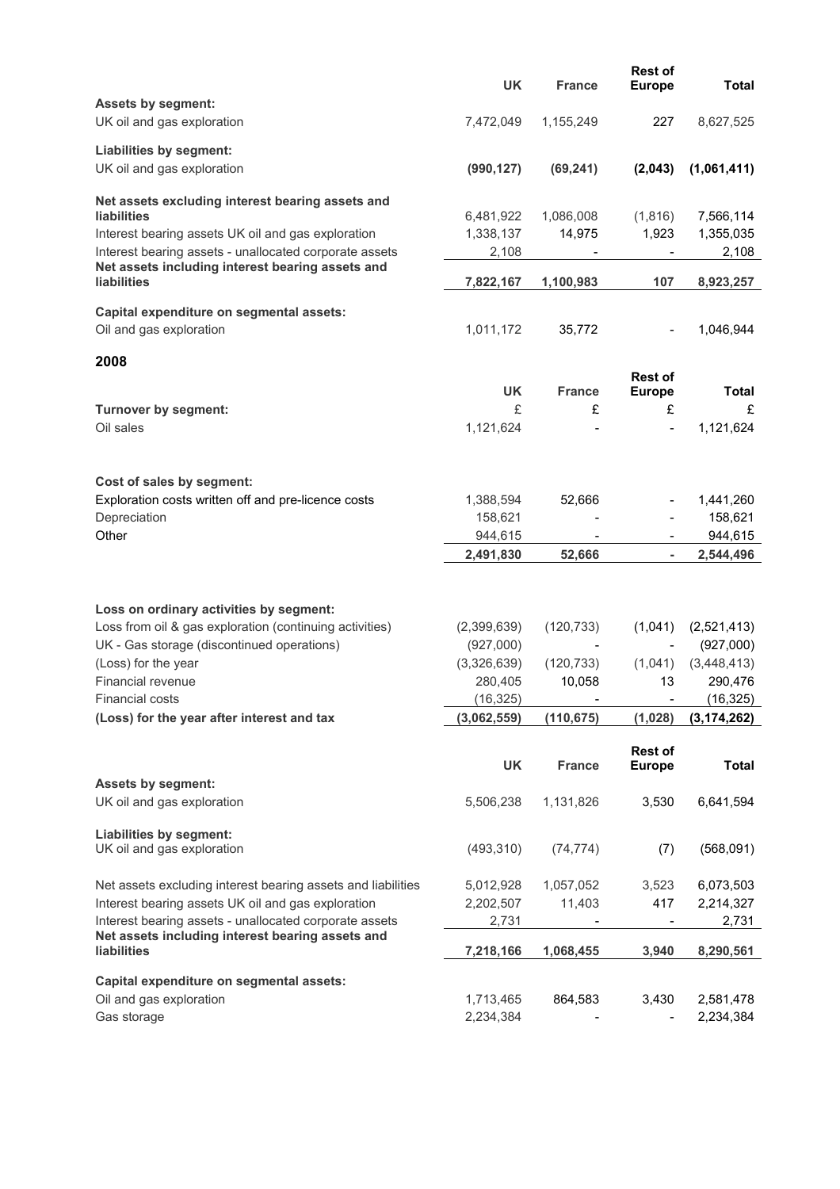|  | UK | France | Rest of Europe | Total |
|---|---|---|---|---|
| **Assets by segment:** |  |  |  |  |
| UK oil and gas exploration | 7,472,049 | 1,155,249 | 227 | 8,627,525 |
| **Liabilities by segment:** |  |  |  |  |
| UK oil and gas exploration | **(990,127)** | **(69,241)** | **(2,043)** | **(1,061,411)** |
| **Net assets excluding interest bearing assets and liabilities** | 6,481,922 | 1,086,008 | (1,816) | 7,566,114 |
| Interest bearing assets UK oil and gas exploration | 1,338,137 | 14,975 | 1,923 | 1,355,035 |
| Interest bearing assets - unallocated corporate assets | 2,108 | - | - | 2,108 |
| **Net assets including interest bearing assets and liabilities** | **7,822,167** | **1,100,983** | **107** | **8,923,257** |
| **Capital expenditure on segmental assets:** |  |  |  |  |
| Oil and gas exploration | 1,011,172 | 35,772 | - | 1,046,944 |

## 2008

|  | UK | France | Rest of Europe | Total |
|---|---|---|---|---|
| **Turnover by segment:** | £ | £ | £ | £ |
| Oil sales | 1,121,624 | - | - | 1,121,624 |
| **Cost of sales by segment:** |  |  |  |  |
| Exploration costs written off and pre-licence costs | 1,388,594 | 52,666 | - | 1,441,260 |
| Depreciation | 158,621 | - | - | 158,621 |
| Other | 944,615 | - | - | 944,615 |
|  | **2,491,830** | **52,666** | **-** | **2,544,496** |
| **Loss on ordinary activities by segment:** |  |  |  |  |
| Loss from oil & gas exploration (continuing activities) | (2,399,639) | (120,733) | (1,041) | (2,521,413) |
| UK - Gas storage (discontinued operations) | (927,000) | - | - | (927,000) |
| (Loss) for the year | (3,326,639) | (120,733) | (1,041) | (3,448,413) |
| Financial revenue | 280,405 | 10,058 | 13 | 290,476 |
| Financial costs | (16,325) | - | - | (16,325) |
| **(Loss) for the year after interest and tax** | **(3,062,559)** | **(110,675)** | **(1,028)** | **(3,174,262)** |

|  | UK | France | Rest of Europe | Total |
|---|---|---|---|---|
| **Assets by segment:** |  |  |  |  |
| UK oil and gas exploration | 5,506,238 | 1,131,826 | 3,530 | 6,641,594 |
| **Liabilities by segment:** |  |  |  |  |
| UK oil and gas exploration | (493,310) | (74,774) | (7) | (568,091) |
| Net assets excluding interest bearing assets and liabilities | 5,012,928 | 1,057,052 | 3,523 | 6,073,503 |
| Interest bearing assets UK oil and gas exploration | 2,202,507 | 11,403 | 417 | 2,214,327 |
| Interest bearing assets - unallocated corporate assets | 2,731 | - | - | 2,731 |
| **Net assets including interest bearing assets and liabilities** | **7,218,166** | **1,068,455** | **3,940** | **8,290,561** |
| **Capital expenditure on segmental assets:** |  |  |  |  |
| Oil and gas exploration | 1,713,465 | 864,583 | 3,430 | 2,581,478 |
| Gas storage | 2,234,384 | - | - | 2,234,384 |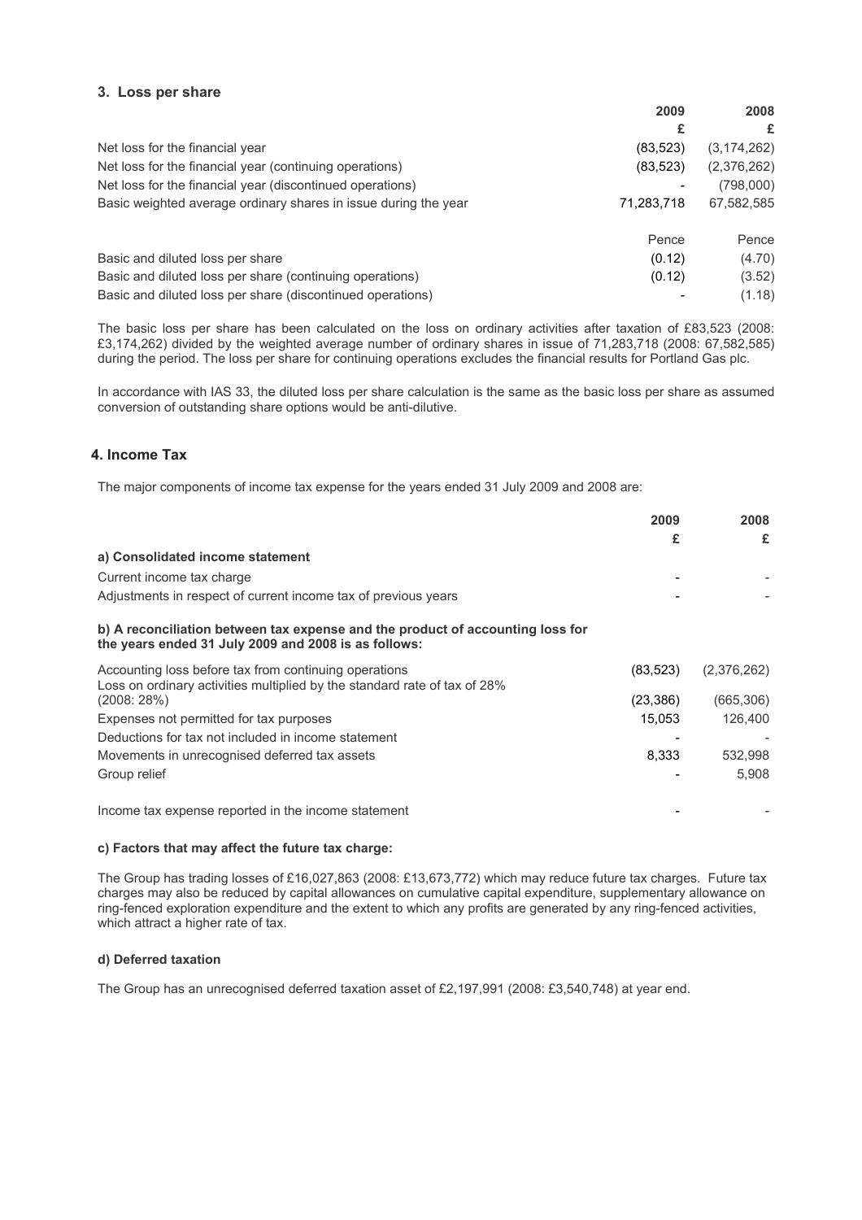## 3. Loss per share

| | 2009 | 2008 |
|---|---|---|
| | £ | £ |
| Net loss for the financial year | (83,523) | (3,174,262) |
| Net loss for the financial year (continuing operations) | (83,523) | (2,376,262) |
| Net loss for the financial year (discontinued operations) | - | (798,000) |
| Basic weighted average ordinary shares in issue during the year | 71,283,718 | 67,582,585 |
| | Pence | Pence |
| Basic and diluted loss per share | (0.12) | (4.70) |
| Basic and diluted loss per share (continuing operations) | (0.12) | (3.52) |
| Basic and diluted loss per share (discontinued operations) | - | (1.18) |

The basic loss per share has been calculated on the loss on ordinary activities after taxation of £83,523 (2008: £3,174,262) divided by the weighted average number of ordinary shares in issue of 71,283,718 (2008: 67,582,585) during the period. The loss per share for continuing operations excludes the financial results for Portland Gas plc.

In accordance with IAS 33, the diluted loss per share calculation is the same as the basic loss per share as assumed conversion of outstanding share options would be anti-dilutive.

## 4. Income Tax

The major components of income tax expense for the years ended 31 July 2009 and 2008 are:

| | 2009 | 2008 |
|---|---|---|
| | £ | £ |
| **a) Consolidated income statement** | | |
| Current income tax charge | - | - |
| Adjustments in respect of current income tax of previous years | - | - |
| **b) A reconciliation between tax expense and the product of accounting loss for the years ended 31 July 2009 and 2008 is as follows:** | | |
| Accounting loss before tax from continuing operations | (83,523) | (2,376,262) |
| Loss on ordinary activities multiplied by the standard rate of tax of 28% (2008: 28%) | (23,386) | (665,306) |
| Expenses not permitted for tax purposes | 15,053 | 126,400 |
| Deductions for tax not included in income statement | - | - |
| Movements in unrecognised deferred tax assets | 8,333 | 532,998 |
| Group relief | - | 5,908 |
| Income tax expense reported in the income statement | - | - |

**c) Factors that may affect the future tax charge:**

The Group has trading losses of £16,027,863 (2008: £13,673,772) which may reduce future tax charges. Future tax charges may also be reduced by capital allowances on cumulative capital expenditure, supplementary allowance on ring-fenced exploration expenditure and the extent to which any profits are generated by any ring-fenced activities, which attract a higher rate of tax.

**d) Deferred taxation**

The Group has an unrecognised deferred taxation asset of £2,197,991 (2008: £3,540,748) at year end.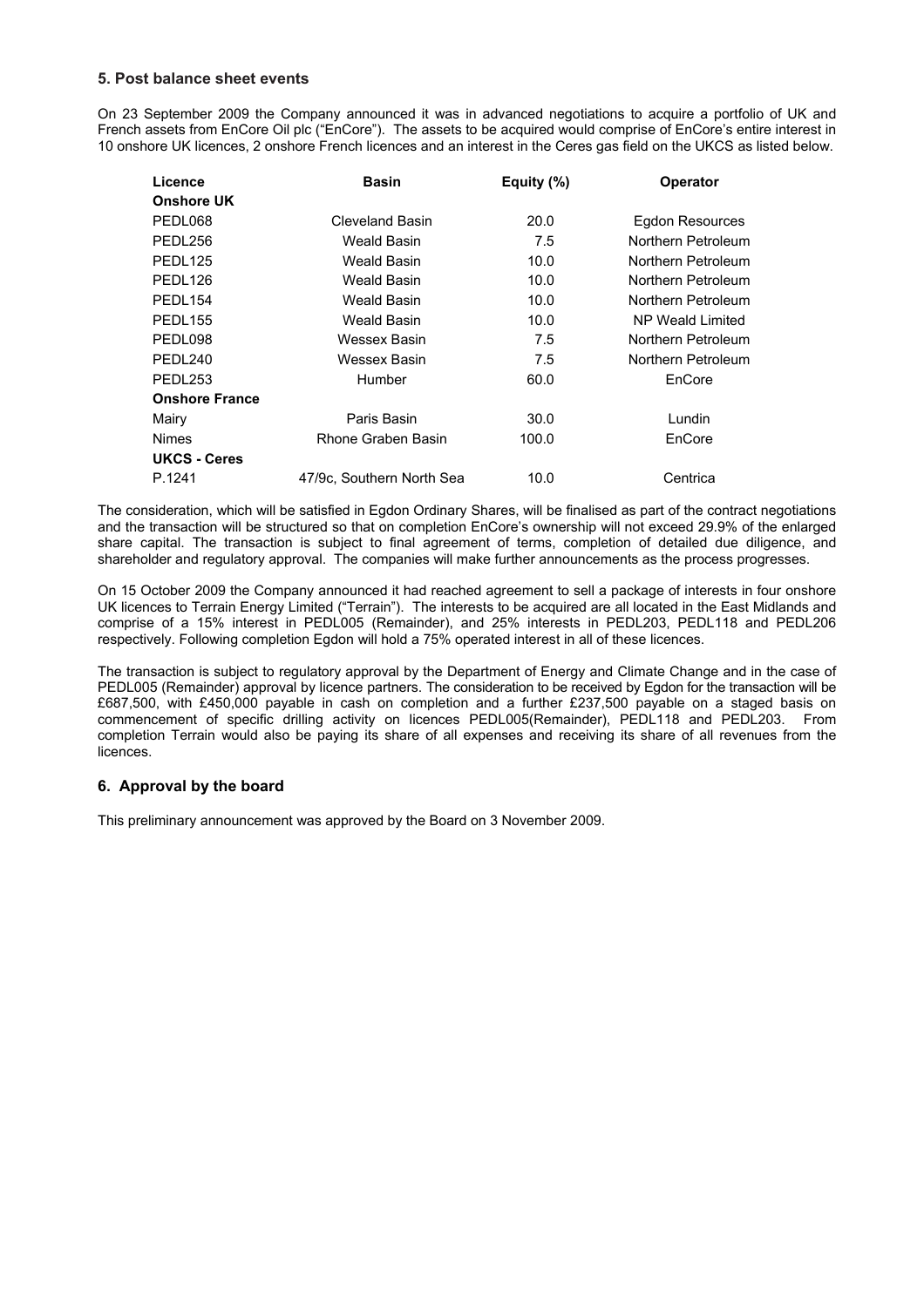## 5. Post balance sheet events

On 23 September 2009 the Company announced it was in advanced negotiations to acquire a portfolio of UK and French assets from EnCore Oil plc ("EnCore"). The assets to be acquired would comprise of EnCore's entire interest in 10 onshore UK licences, 2 onshore French licences and an interest in the Ceres gas field on the UKCS as listed below.

| Licence | Basin | Equity (%) | Operator |
|---|---|---|---|
| **Onshore UK** | | | |
| PEDL068 | Cleveland Basin | 20.0 | Egdon Resources |
| PEDL256 | Weald Basin | 7.5 | Northern Petroleum |
| PEDL125 | Weald Basin | 10.0 | Northern Petroleum |
| PEDL126 | Weald Basin | 10.0 | Northern Petroleum |
| PEDL154 | Weald Basin | 10.0 | Northern Petroleum |
| PEDL155 | Weald Basin | 10.0 | NP Weald Limited |
| PEDL098 | Wessex Basin | 7.5 | Northern Petroleum |
| PEDL240 | Wessex Basin | 7.5 | Northern Petroleum |
| PEDL253 | Humber | 60.0 | EnCore |
| **Onshore France** | | | |
| Mairy | Paris Basin | 30.0 | Lundin |
| Nimes | Rhone Graben Basin | 100.0 | EnCore |
| **UKCS - Ceres** | | | |
| P.1241 | 47/9c, Southern North Sea | 10.0 | Centrica |

The consideration, which will be satisfied in Egdon Ordinary Shares, will be finalised as part of the contract negotiations and the transaction will be structured so that on completion EnCore's ownership will not exceed 29.9% of the enlarged share capital. The transaction is subject to final agreement of terms, completion of detailed due diligence, and shareholder and regulatory approval. The companies will make further announcements as the process progresses.

On 15 October 2009 the Company announced it had reached agreement to sell a package of interests in four onshore UK licences to Terrain Energy Limited ("Terrain"). The interests to be acquired are all located in the East Midlands and comprise of a 15% interest in PEDL005 (Remainder), and 25% interests in PEDL203, PEDL118 and PEDL206 respectively. Following completion Egdon will hold a 75% operated interest in all of these licences.

The transaction is subject to regulatory approval by the Department of Energy and Climate Change and in the case of PEDL005 (Remainder) approval by licence partners. The consideration to be received by Egdon for the transaction will be £687,500, with £450,000 payable in cash on completion and a further £237,500 payable on a staged basis on commencement of specific drilling activity on licences PEDL005(Remainder), PEDL118 and PEDL203. From completion Terrain would also be paying its share of all expenses and receiving its share of all revenues from the licences.

## 6. Approval by the board

This preliminary announcement was approved by the Board on 3 November 2009.